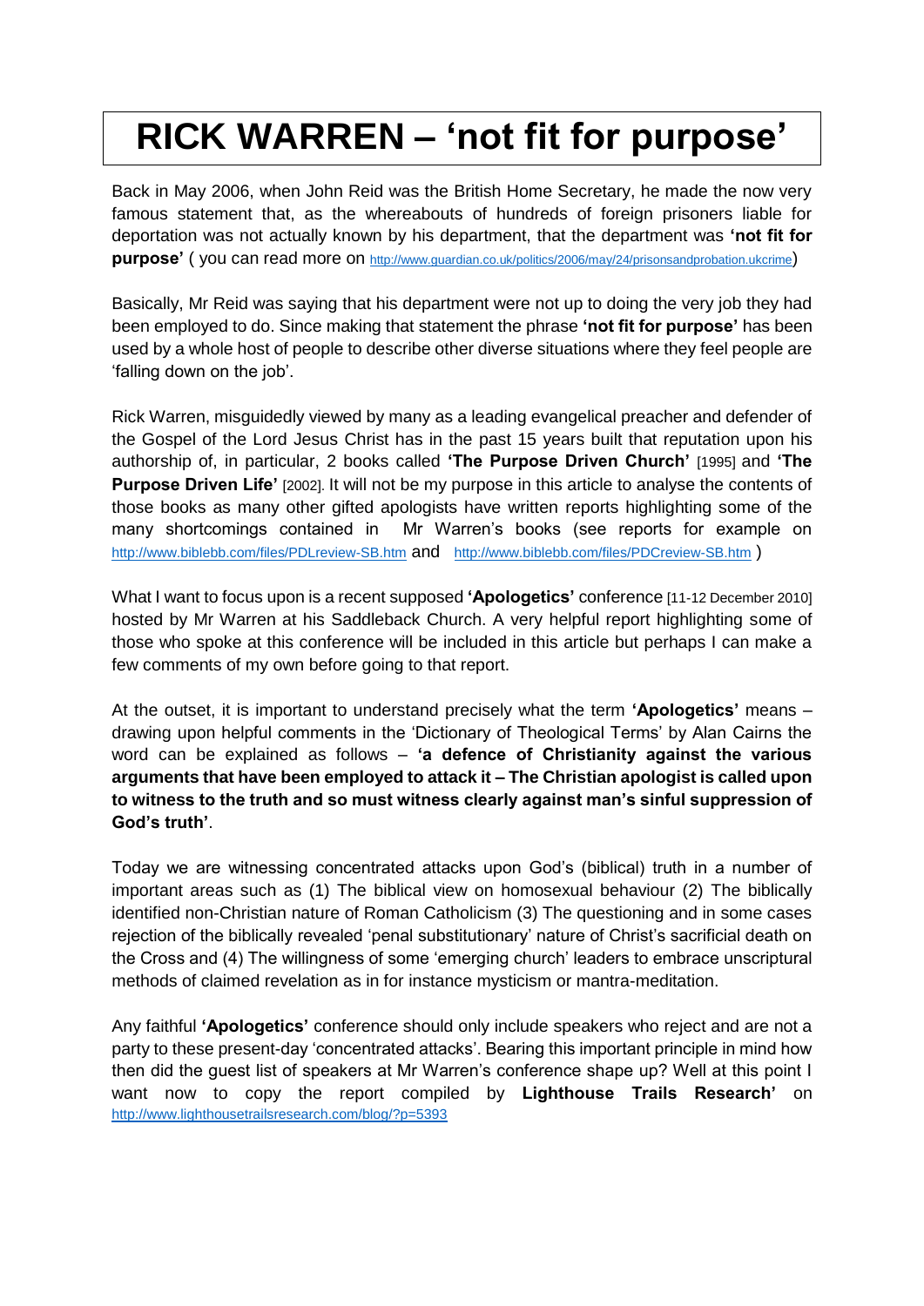# RICK WARREN – 'not fit for purpose'

Back in May 2006, when John Reid was the British Home Secretary, he made the now very famous statement that, as the whereabouts of hundreds of foreign prisoners liable for deportation was not actually known by his department, that the department was **'not fit for purpose'** ( you can read more on http://www.guardian.co.uk/politics/2006/may/24/prisonsandprobation.ukcrime)

Basically, Mr Reid was saying that his department were not up to doing the very job they had been employed to do. Since making that statement the phrase **'not fit for purpose'** has been used by a whole host of people to describe other diverse situations where they feel people are 'falling down on the job'.

Rick Warren, misguidedly viewed by many as a leading evangelical preacher and defender of the Gospel of the Lord Jesus Christ has in the past 15 years built that reputation upon his authorship of, in particular, 2 books called **'The Purpose Driven Church'** [1995] and **'The Purpose Driven Life'** [2002]. It will not be my purpose in this article to analyse the contents of those books as many other gifted apologists have written reports highlighting some of the many shortcomings contained in Mr Warren's books (see reports for example on http://www.biblebb.com/files/PDLreview-SB.htm and http://www.biblebb.com/files/PDCreview-SB.htm )

What I want to focus upon is a recent supposed **'Apologetics'** conference [11-12 December 2010] hosted by Mr Warren at his Saddleback Church. A very helpful report highlighting some of those who spoke at this conference will be included in this article but perhaps I can make a few comments of my own before going to that report.

At the outset, it is important to understand precisely what the term **'Apologetics'** means – drawing upon helpful comments in the 'Dictionary of Theological Terms' by Alan Cairns the word can be explained as follows – **'a defence of Christianity against the various arguments that have been employed to attack it – The Christian apologist is called upon to witness to the truth and so must witness clearly against man's sinful suppression of God's truth'**.

Today we are witnessing concentrated attacks upon God's (biblical) truth in a number of important areas such as (1) The biblical view on homosexual behaviour (2) The biblically identified non-Christian nature of Roman Catholicism (3) The questioning and in some cases rejection of the biblically revealed 'penal substitutionary' nature of Christ's sacrificial death on the Cross and (4) The willingness of some 'emerging church' leaders to embrace unscriptural methods of claimed revelation as in for instance mysticism or mantra-meditation.

Any faithful **'Apologetics'** conference should only include speakers who reject and are not a party to these present-day 'concentrated attacks'. Bearing this important principle in mind how then did the guest list of speakers at Mr Warren's conference shape up? Well at this point I want now to copy the report compiled by **Lighthouse Trails Research'** on http://www.lighthousetrailsresearch.com/blog/?p=5393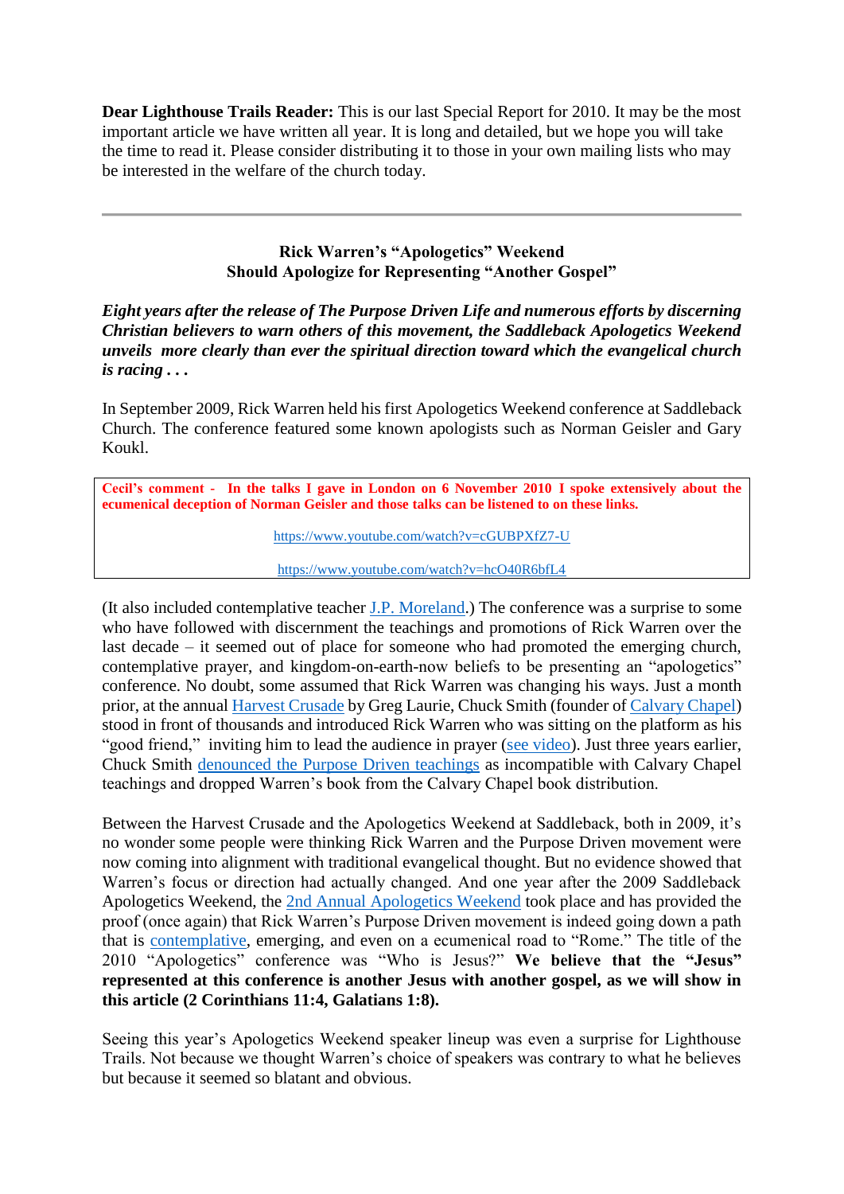**Dear Lighthouse Trails Reader:** This is our last Special Report for 2010. It may be the most important article we have written all year. It is long and detailed, but we hope you will take the time to read it. Please consider distributing it to those in your own mailing lists who may be interested in the welfare of the church today.

---

**Rick Warren's "Apologetics" Weekend**
**Should Apologize for Representing "Another Gospel"**

***Eight years after the release of The Purpose Driven Life and numerous efforts by discerning Christian believers to warn others of this movement, the Saddleback Apologetics Weekend unveils more clearly than ever the spiritual direction toward which the evangelical church is racing . . .***

In September 2009, Rick Warren held his first Apologetics Weekend conference at Saddleback Church. The conference featured some known apologists such as Norman Geisler and Gary Koukl.

> **Cecil's comment - In the talks I gave in London on 6 November 2010 I spoke extensively about the ecumenical deception of Norman Geisler and those talks can be listened to on these links.**
>
> https://www.youtube.com/watch?v=cGUBPXfZ7-U
>
> https://www.youtube.com/watch?v=hcO40R6bfL4

(It also included contemplative teacher J.P. Moreland.) The conference was a surprise to some who have followed with discernment the teachings and promotions of Rick Warren over the last decade – it seemed out of place for someone who had promoted the emerging church, contemplative prayer, and kingdom-on-earth-now beliefs to be presenting an "apologetics" conference. No doubt, some assumed that Rick Warren was changing his ways. Just a month prior, at the annual Harvest Crusade by Greg Laurie, Chuck Smith (founder of Calvary Chapel) stood in front of thousands and introduced Rick Warren who was sitting on the platform as his "good friend," inviting him to lead the audience in prayer (see video). Just three years earlier, Chuck Smith denounced the Purpose Driven teachings as incompatible with Calvary Chapel teachings and dropped Warren's book from the Calvary Chapel book distribution.

Between the Harvest Crusade and the Apologetics Weekend at Saddleback, both in 2009, it's no wonder some people were thinking Rick Warren and the Purpose Driven movement were now coming into alignment with traditional evangelical thought. But no evidence showed that Warren's focus or direction had actually changed. And one year after the 2009 Saddleback Apologetics Weekend, the 2nd Annual Apologetics Weekend took place and has provided the proof (once again) that Rick Warren's Purpose Driven movement is indeed going down a path that is contemplative, emerging, and even on a ecumenical road to "Rome." The title of the 2010 "Apologetics" conference was "Who is Jesus?" **We believe that the "Jesus" represented at this conference is another Jesus with another gospel, as we will show in this article (2 Corinthians 11:4, Galatians 1:8).**

Seeing this year's Apologetics Weekend speaker lineup was even a surprise for Lighthouse Trails. Not because we thought Warren's choice of speakers was contrary to what he believes but because it seemed so blatant and obvious.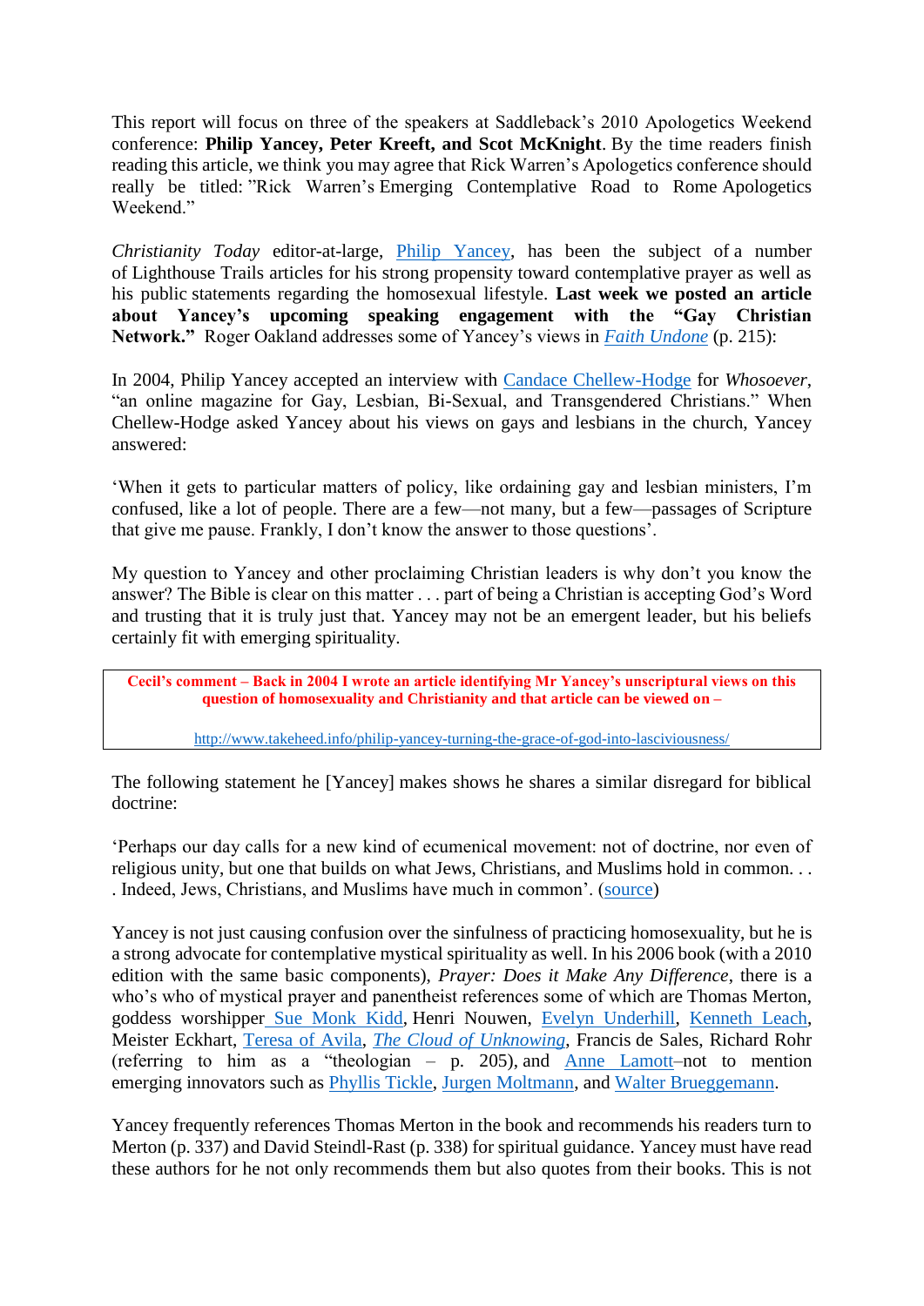This report will focus on three of the speakers at Saddleback's 2010 Apologetics Weekend conference: **Philip Yancey, Peter Kreeft, and Scot McKnight**. By the time readers finish reading this article, we think you may agree that Rick Warren's Apologetics conference should really be titled: "Rick Warren's Emerging Contemplative Road to Rome Apologetics Weekend."

*Christianity Today* editor-at-large, Philip Yancey, has been the subject of a number of Lighthouse Trails articles for his strong propensity toward contemplative prayer as well as his public statements regarding the homosexual lifestyle. **Last week we posted an article about Yancey's upcoming speaking engagement with the "Gay Christian Network."** Roger Oakland addresses some of Yancey's views in *Faith Undone* (p. 215):

In 2004, Philip Yancey accepted an interview with Candace Chellew-Hodge for *Whosoever*, "an online magazine for Gay, Lesbian, Bi-Sexual, and Transgendered Christians." When Chellew-Hodge asked Yancey about his views on gays and lesbians in the church, Yancey answered:

'When it gets to particular matters of policy, like ordaining gay and lesbian ministers, I'm confused, like a lot of people. There are a few—not many, but a few—passages of Scripture that give me pause. Frankly, I don't know the answer to those questions'.

My question to Yancey and other proclaiming Christian leaders is why don't you know the answer? The Bible is clear on this matter . . . part of being a Christian is accepting God's Word and trusting that it is truly just that. Yancey may not be an emergent leader, but his beliefs certainly fit with emerging spirituality.

> **Cecil's comment – Back in 2004 I wrote an article identifying Mr Yancey's unscriptural views on this question of homosexuality and Christianity and that article can be viewed on –**
>
> http://www.takeheed.info/philip-yancey-turning-the-grace-of-god-into-lasciviousness/

The following statement he [Yancey] makes shows he shares a similar disregard for biblical doctrine:

'Perhaps our day calls for a new kind of ecumenical movement: not of doctrine, nor even of religious unity, but one that builds on what Jews, Christians, and Muslims hold in common. . . . Indeed, Jews, Christians, and Muslims have much in common'. (source)

Yancey is not just causing confusion over the sinfulness of practicing homosexuality, but he is a strong advocate for contemplative mystical spirituality as well. In his 2006 book (with a 2010 edition with the same basic components), *Prayer: Does it Make Any Difference*, there is a who's who of mystical prayer and panentheist references some of which are Thomas Merton, goddess worshipper Sue Monk Kidd, Henri Nouwen, Evelyn Underhill, Kenneth Leach, Meister Eckhart, Teresa of Avila, *The Cloud of Unknowing*, Francis de Sales, Richard Rohr (referring to him as a "theologian – p. 205), and Anne Lamott–not to mention emerging innovators such as Phyllis Tickle, Jurgen Moltmann, and Walter Brueggemann.

Yancey frequently references Thomas Merton in the book and recommends his readers turn to Merton (p. 337) and David Steindl-Rast (p. 338) for spiritual guidance. Yancey must have read these authors for he not only recommends them but also quotes from their books. This is not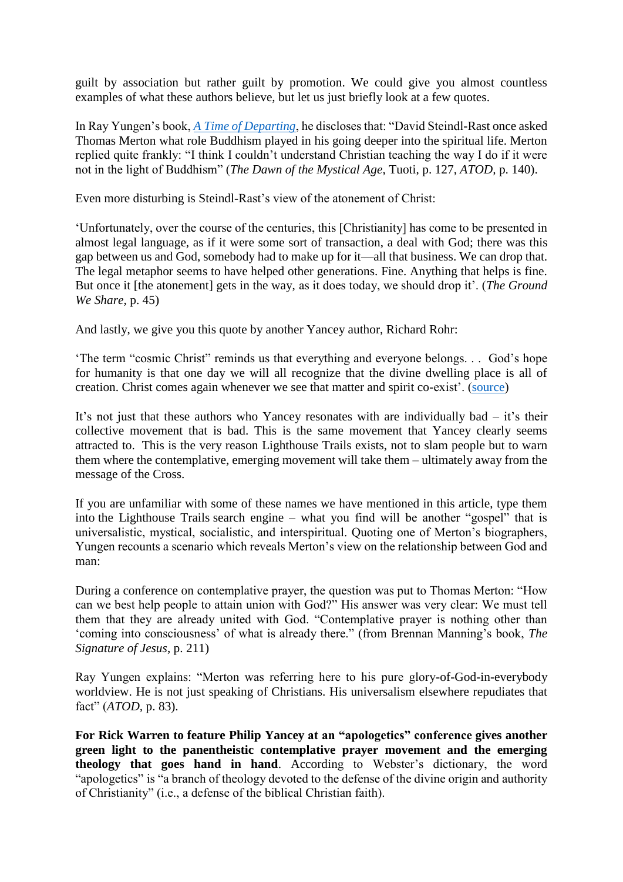guilt by association but rather guilt by promotion. We could give you almost countless examples of what these authors believe, but let us just briefly look at a few quotes.

In Ray Yungen's book, [*A Time of Departing*](), he discloses that: "David Steindl-Rast once asked Thomas Merton what role Buddhism played in his going deeper into the spiritual life. Merton replied quite frankly: "I think I couldn't understand Christian teaching the way I do if it were not in the light of Buddhism" (*The Dawn of the Mystical Age*, Tuoti, p. 127, *ATOD*, p. 140).

Even more disturbing is Steindl-Rast's view of the atonement of Christ:

'Unfortunately, over the course of the centuries, this [Christianity] has come to be presented in almost legal language, as if it were some sort of transaction, a deal with God; there was this gap between us and God, somebody had to make up for it—all that business. We can drop that. The legal metaphor seems to have helped other generations. Fine. Anything that helps is fine. But once it [the atonement] gets in the way, as it does today, we should drop it'. (*The Ground We Share*, p. 45)

And lastly, we give you this quote by another Yancey author, Richard Rohr:

'The term "cosmic Christ" reminds us that everything and everyone belongs. . . God's hope for humanity is that one day we will all recognize that the divine dwelling place is all of creation. Christ comes again whenever we see that matter and spirit co-exist'. ([source]())

It's not just that these authors who Yancey resonates with are individually bad – it's their collective movement that is bad. This is the same movement that Yancey clearly seems attracted to. This is the very reason Lighthouse Trails exists, not to slam people but to warn them where the contemplative, emerging movement will take them – ultimately away from the message of the Cross.

If you are unfamiliar with some of these names we have mentioned in this article, type them into the Lighthouse Trails search engine – what you find will be another "gospel" that is universalistic, mystical, socialistic, and interspiritual. Quoting one of Merton's biographers, Yungen recounts a scenario which reveals Merton's view on the relationship between God and man:

During a conference on contemplative prayer, the question was put to Thomas Merton: "How can we best help people to attain union with God?" His answer was very clear: We must tell them that they are already united with God. "Contemplative prayer is nothing other than 'coming into consciousness' of what is already there." (from Brennan Manning's book, *The Signature of Jesus*, p. 211)

Ray Yungen explains: "Merton was referring here to his pure glory-of-God-in-everybody worldview. He is not just speaking of Christians. His universalism elsewhere repudiates that fact" (*ATOD*, p. 83).

**For Rick Warren to feature Philip Yancey at an "apologetics" conference gives another green light to the panentheistic contemplative prayer movement and the emerging theology that goes hand in hand**. According to Webster's dictionary, the word "apologetics" is "a branch of theology devoted to the defense of the divine origin and authority of Christianity" (i.e., a defense of the biblical Christian faith).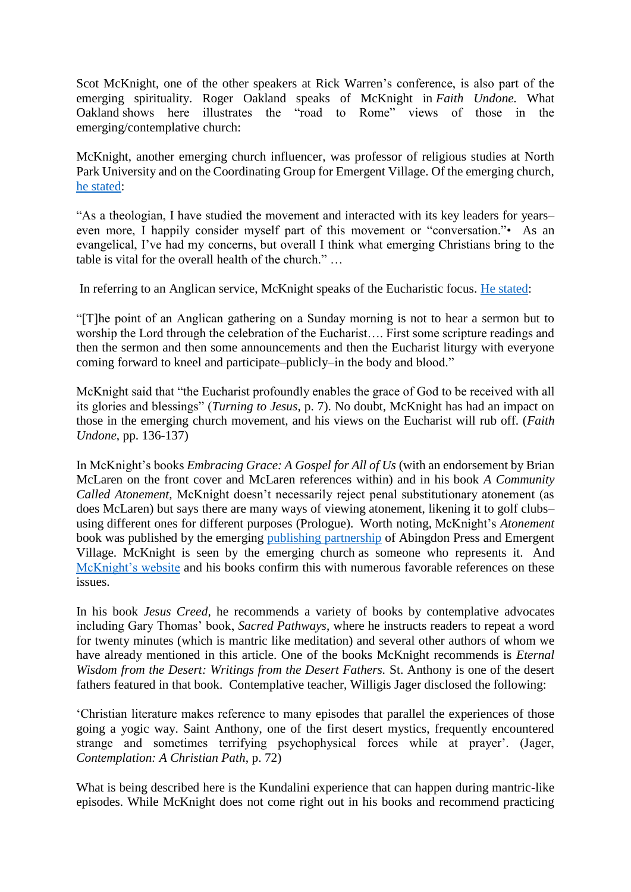Scot McKnight, one of the other speakers at Rick Warren's conference, is also part of the emerging spirituality. Roger Oakland speaks of McKnight in *Faith Undone.* What Oakland shows here illustrates the "road to Rome" views of those in the emerging/contemplative church:

McKnight, another emerging church influencer, was professor of religious studies at North Park University and on the Coordinating Group for Emergent Village. Of the emerging church, he stated:

"As a theologian, I have studied the movement and interacted with its key leaders for years–even more, I happily consider myself part of this movement or "conversation."• As an evangelical, I've had my concerns, but overall I think what emerging Christians bring to the table is vital for the overall health of the church." …

In referring to an Anglican service, McKnight speaks of the Eucharistic focus. He stated:

"[T]he point of an Anglican gathering on a Sunday morning is not to hear a sermon but to worship the Lord through the celebration of the Eucharist…. First some scripture readings and then the sermon and then some announcements and then the Eucharist liturgy with everyone coming forward to kneel and participate–publicly–in the body and blood."

McKnight said that "the Eucharist profoundly enables the grace of God to be received with all its glories and blessings" (*Turning to Jesus*, p. 7). No doubt, McKnight has had an impact on those in the emerging church movement, and his views on the Eucharist will rub off. (*Faith Undone*, pp. 136-137)

In McKnight's books *Embracing Grace: A Gospel for All of Us* (with an endorsement by Brian McLaren on the front cover and McLaren references within) and in his book *A Community Called Atonement,* McKnight doesn't necessarily reject penal substitutionary atonement (as does McLaren) but says there are many ways of viewing atonement, likening it to golf clubs–using different ones for different purposes (Prologue). Worth noting, McKnight's *Atonement* book was published by the emerging publishing partnership of Abingdon Press and Emergent Village. McKnight is seen by the emerging church as someone who represents it. And McKnight's website and his books confirm this with numerous favorable references on these issues.

In his book *Jesus Creed,* he recommends a variety of books by contemplative advocates including Gary Thomas' book, *Sacred Pathways*, where he instructs readers to repeat a word for twenty minutes (which is mantric like meditation) and several other authors of whom we have already mentioned in this article. One of the books McKnight recommends is *Eternal Wisdom from the Desert: Writings from the Desert Fathers.* St. Anthony is one of the desert fathers featured in that book. Contemplative teacher, Willigis Jager disclosed the following:

'Christian literature makes reference to many episodes that parallel the experiences of those going a yogic way. Saint Anthony, one of the first desert mystics, frequently encountered strange and sometimes terrifying psychophysical forces while at prayer'. (Jager, *Contemplation: A Christian Path*, p. 72)

What is being described here is the Kundalini experience that can happen during mantric-like episodes. While McKnight does not come right out in his books and recommend practicing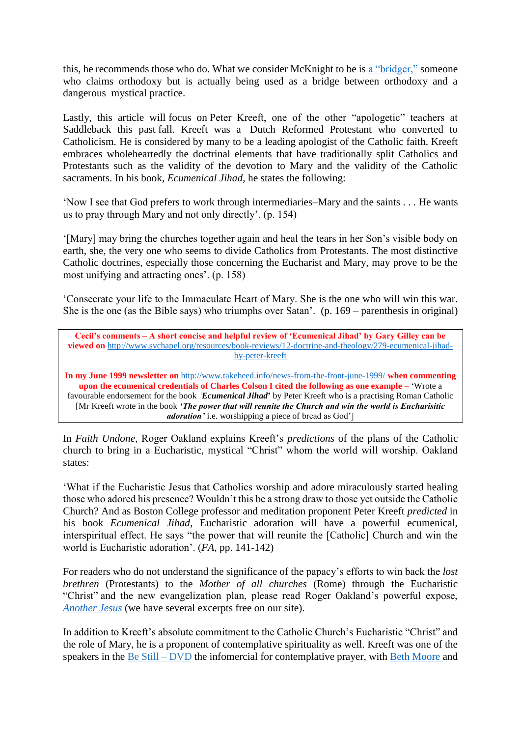this, he recommends those who do. What we consider McKnight to be is [a "bridger,"](#) someone who claims orthodoxy but is actually being used as a bridge between orthodoxy and a dangerous mystical practice.

Lastly, this article will focus on Peter Kreeft, one of the other "apologetic" teachers at Saddleback this past fall. Kreeft was a Dutch Reformed Protestant who converted to Catholicism. He is considered by many to be a leading apologist of the Catholic faith. Kreeft embraces wholeheartedly the doctrinal elements that have traditionally split Catholics and Protestants such as the validity of the devotion to Mary and the validity of the Catholic sacraments. In his book, *Ecumenical Jihad*, he states the following:

'Now I see that God prefers to work through intermediaries–Mary and the saints . . . He wants us to pray through Mary and not only directly'. (p. 154)

'[Mary] may bring the churches together again and heal the tears in her Son's visible body on earth, she, the very one who seems to divide Catholics from Protestants. The most distinctive Catholic doctrines, especially those concerning the Eucharist and Mary, may prove to be the most unifying and attracting ones'. (p. 158)

'Consecrate your life to the Immaculate Heart of Mary. She is the one who will win this war. She is the one (as the Bible says) who triumphs over Satan'. (p. 169 – parenthesis in original)

> **Cecil's comments – A short concise and helpful review of 'Ecumenical Jihad' by Gary Gilley can be viewed on** http://www.svchapel.org/resources/book-reviews/12-doctrine-and-theology/279-ecumenical-jihad-by-peter-kreeft
>
> **In my June 1999 newsletter on** http://www.takeheed.info/news-from-the-front-june-1999/ **when commenting upon the ecumenical credentials of Charles Colson I cited the following as one example –** 'Wrote a favourable endorsement for the book *'**Ecumenical Jihad**'* by Peter Kreeft who is a practising Roman Catholic [Mr Kreeft wrote in the book ***'The power that will reunite the Church and win the world is Eucharisitic adoration'*** i.e. worshipping a piece of bread as God']

In *Faith Undone*, Roger Oakland explains Kreeft's *predictions* of the plans of the Catholic church to bring in a Eucharistic, mystical "Christ" whom the world will worship. Oakland states:

'What if the Eucharistic Jesus that Catholics worship and adore miraculously started healing those who adored his presence? Wouldn't this be a strong draw to those yet outside the Catholic Church? And as Boston College professor and meditation proponent Peter Kreeft *predicted* in his book *Ecumenical Jihad*, Eucharistic adoration will have a powerful ecumenical, interspiritual effect. He says "the power that will reunite the [Catholic] Church and win the world is Eucharistic adoration'. (*FA*, pp. 141-142)

For readers who do not understand the significance of the papacy's efforts to win back the *lost brethren* (Protestants) to the *Mother of all churches* (Rome) through the Eucharistic "Christ" and the new evangelization plan, please read Roger Oakland's powerful expose, [*Another Jesus*](#) (we have several excerpts free on our site).

In addition to Kreeft's absolute commitment to the Catholic Church's Eucharistic "Christ" and the role of Mary, he is a proponent of contemplative spirituality as well. Kreeft was one of the speakers in the [Be Still – DVD](#) the infomercial for contemplative prayer, with [Beth Moore](#) and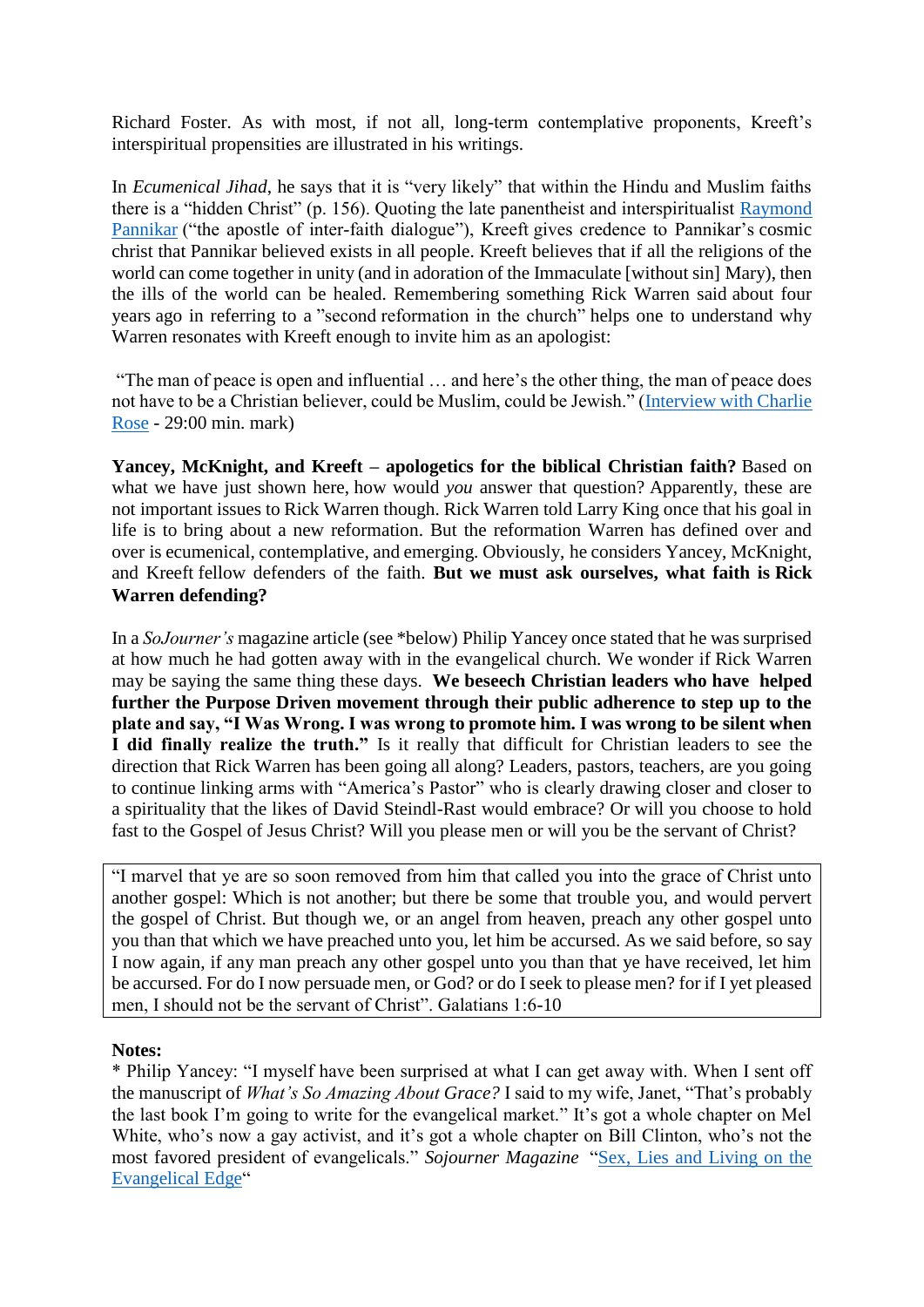Richard Foster. As with most, if not all, long-term contemplative proponents, Kreeft's interspiritual propensities are illustrated in his writings.

In *Ecumenical Jihad*, he says that it is "very likely" that within the Hindu and Muslim faiths there is a "hidden Christ" (p. 156). Quoting the late panentheist and interspiritualist [Raymond Pannikar]() ("the apostle of inter-faith dialogue"), Kreeft gives credence to Pannikar's cosmic christ that Pannikar believed exists in all people. Kreeft believes that if all the religions of the world can come together in unity (and in adoration of the Immaculate [without sin] Mary), then the ills of the world can be healed. Remembering something Rick Warren said about four years ago in referring to a "second reformation in the church" helps one to understand why Warren resonates with Kreeft enough to invite him as an apologist:

"The man of peace is open and influential … and here's the other thing, the man of peace does not have to be a Christian believer, could be Muslim, could be Jewish." ([Interview with Charlie Rose]() - 29:00 min. mark)

**Yancey, McKnight, and Kreeft – apologetics for the biblical Christian faith?** Based on what we have just shown here, how would *you* answer that question? Apparently, these are not important issues to Rick Warren though. Rick Warren told Larry King once that his goal in life is to bring about a new reformation. But the reformation Warren has defined over and over is ecumenical, contemplative, and emerging. Obviously, he considers Yancey, McKnight, and Kreeft fellow defenders of the faith. **But we must ask ourselves, what faith is Rick Warren defending?**

In a *SoJourner's* magazine article (see *below) Philip Yancey once stated that he was surprised at how much he had gotten away with in the evangelical church. We wonder if Rick Warren may be saying the same thing these days. **We beseech Christian leaders who have helped further the Purpose Driven movement through their public adherence to step up to the plate and say, "I Was Wrong. I was wrong to promote him. I was wrong to be silent when I did finally realize the truth."** Is it really that difficult for Christian leaders to see the direction that Rick Warren has been going all along? Leaders, pastors, teachers, are you going to continue linking arms with "America's Pastor" who is clearly drawing closer and closer to a spirituality that the likes of David Steindl-Rast would embrace? Or will you choose to hold fast to the Gospel of Jesus Christ? Will you please men or will you be the servant of Christ?

> "I marvel that ye are so soon removed from him that called you into the grace of Christ unto another gospel: Which is not another; but there be some that trouble you, and would pervert the gospel of Christ. But though we, or an angel from heaven, preach any other gospel unto you than that which we have preached unto you, let him be accursed. As we said before, so say I now again, if any man preach any other gospel unto you than that ye have received, let him be accursed. For do I now persuade men, or God? or do I seek to please men? for if I yet pleased men, I should not be the servant of Christ". Galatians 1:6-10

**Notes:**

* Philip Yancey: "I myself have been surprised at what I can get away with. When I sent off the manuscript of *What's So Amazing About Grace?* I said to my wife, Janet, "That's probably the last book I'm going to write for the evangelical market." It's got a whole chapter on Mel White, who's now a gay activist, and it's got a whole chapter on Bill Clinton, who's not the most favored president of evangelicals." *Sojourner Magazine* "[Sex, Lies and Living on the Evangelical Edge]()"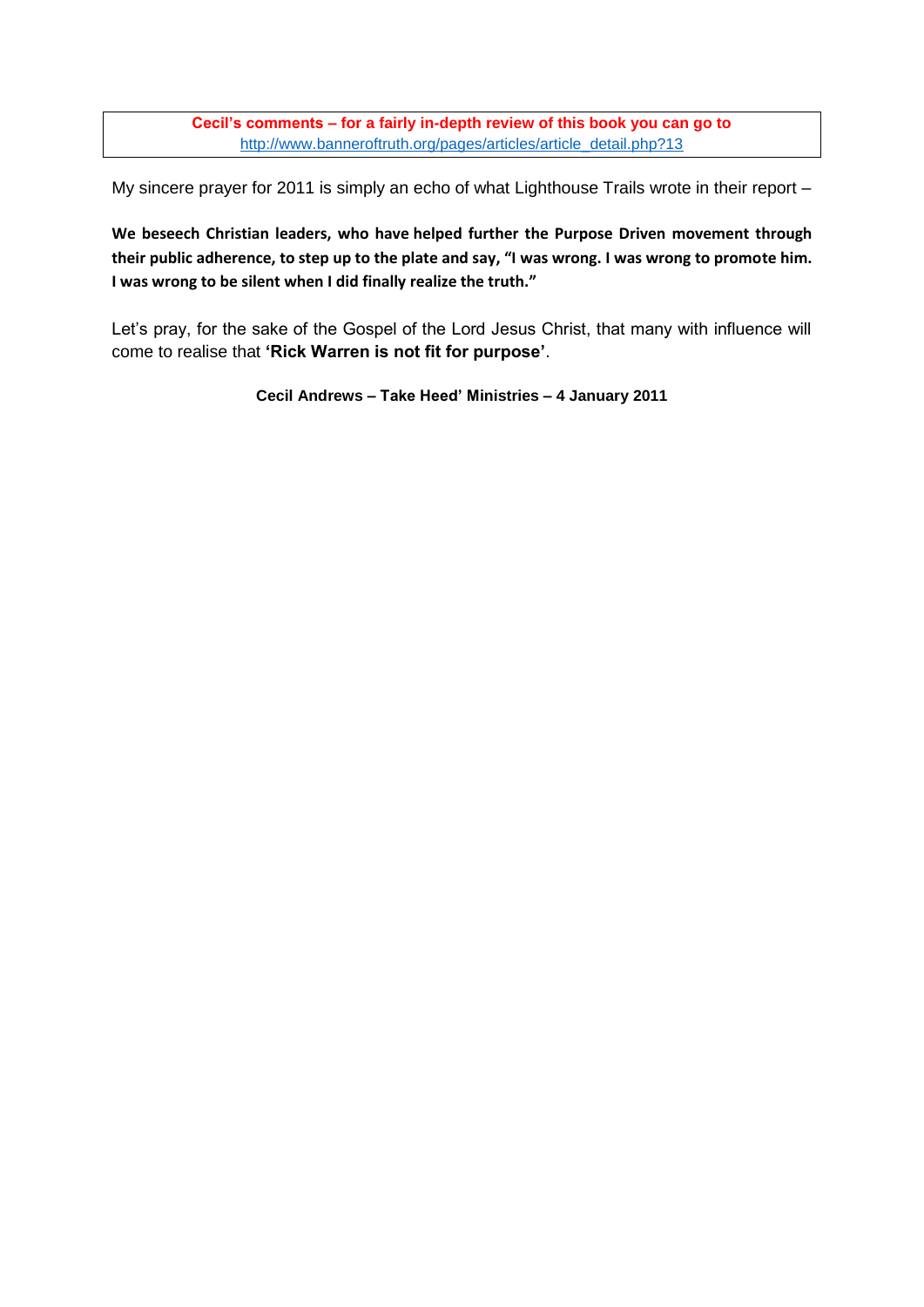**Cecil's comments – for a fairly in-depth review of this book you can go to** http://www.banneroftruth.org/pages/articles/article_detail.php?13

My sincere prayer for 2011 is simply an echo of what Lighthouse Trails wrote in their report –

**We beseech Christian leaders, who have helped further the Purpose Driven movement through their public adherence, to step up to the plate and say, "I was wrong. I was wrong to promote him. I was wrong to be silent when I did finally realize the truth."**

Let's pray, for the sake of the Gospel of the Lord Jesus Christ, that many with influence will come to realise that **'Rick Warren is not fit for purpose'**.

**Cecil Andrews – Take Heed' Ministries – 4 January 2011**